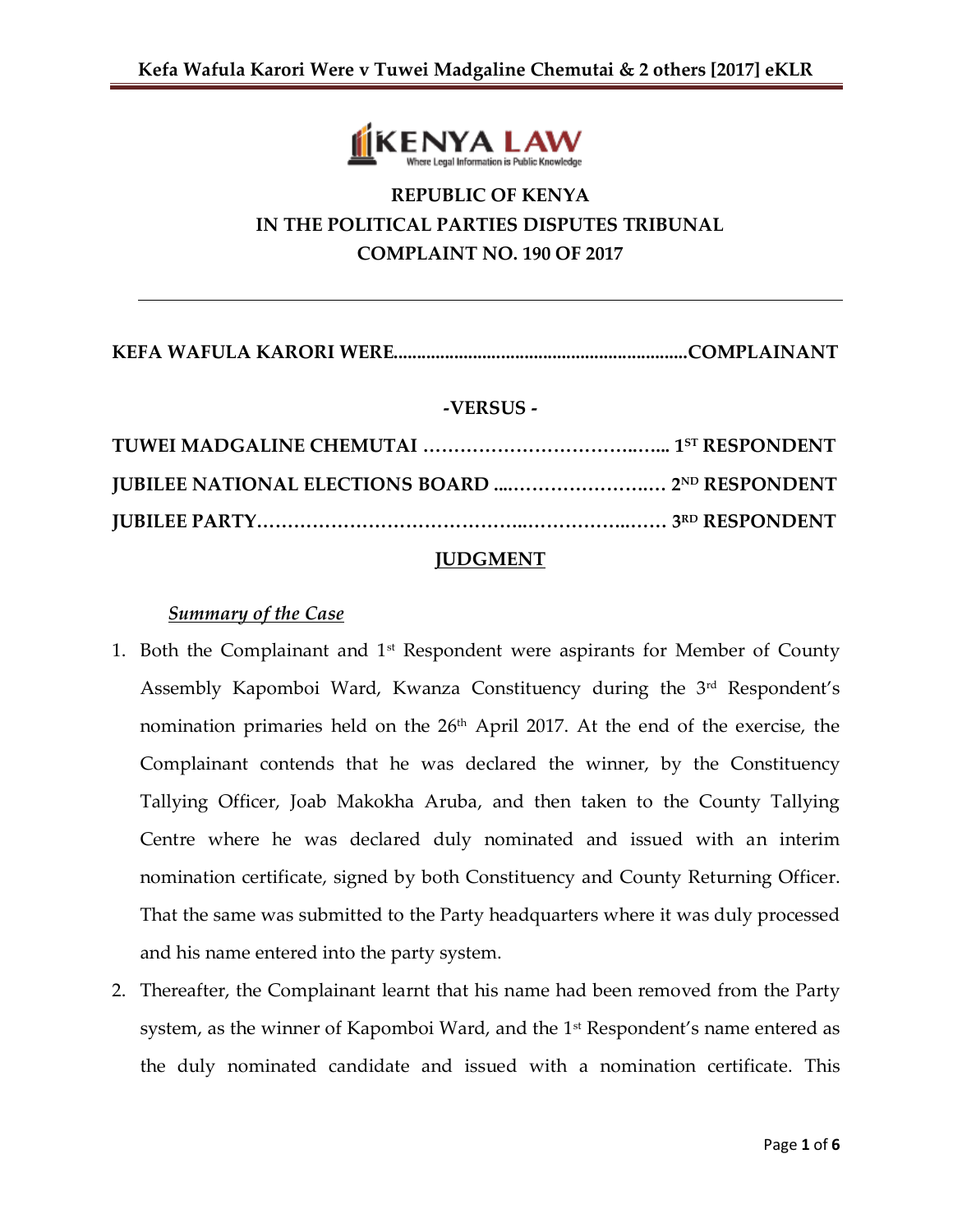**REPUBLIC OF KENYA**
**IN THE POLITICAL PARTIES DISPUTES TRIBUNAL**
**COMPLAINT NO. 190 OF 2017**

---

**KEFA WAFULA KARORI WERE...............................................................COMPLAINANT**

**-VERSUS -**

**TUWEI MADGALINE CHEMUTAI …………………………….….. 1ST RESPONDENT**

**JUBILEE NATIONAL ELECTIONS BOARD ....……………………… 2ND RESPONDENT**

**JUBILEE PARTY……………………………………..……………..…… 3RD RESPONDENT**

## JUDGMENT

***Summary of the Case***

1. Both the Complainant and 1st Respondent were aspirants for Member of County Assembly Kapomboi Ward, Kwanza Constituency during the 3rd Respondent's nomination primaries held on the 26th April 2017. At the end of the exercise, the Complainant contends that he was declared the winner, by the Constituency Tallying Officer, Joab Makokha Aruba, and then taken to the County Tallying Centre where he was declared duly nominated and issued with an interim nomination certificate, signed by both Constituency and County Returning Officer. That the same was submitted to the Party headquarters where it was duly processed and his name entered into the party system.
2. Thereafter, the Complainant learnt that his name had been removed from the Party system, as the winner of Kapomboi Ward, and the 1st Respondent's name entered as the duly nominated candidate and issued with a nomination certificate. This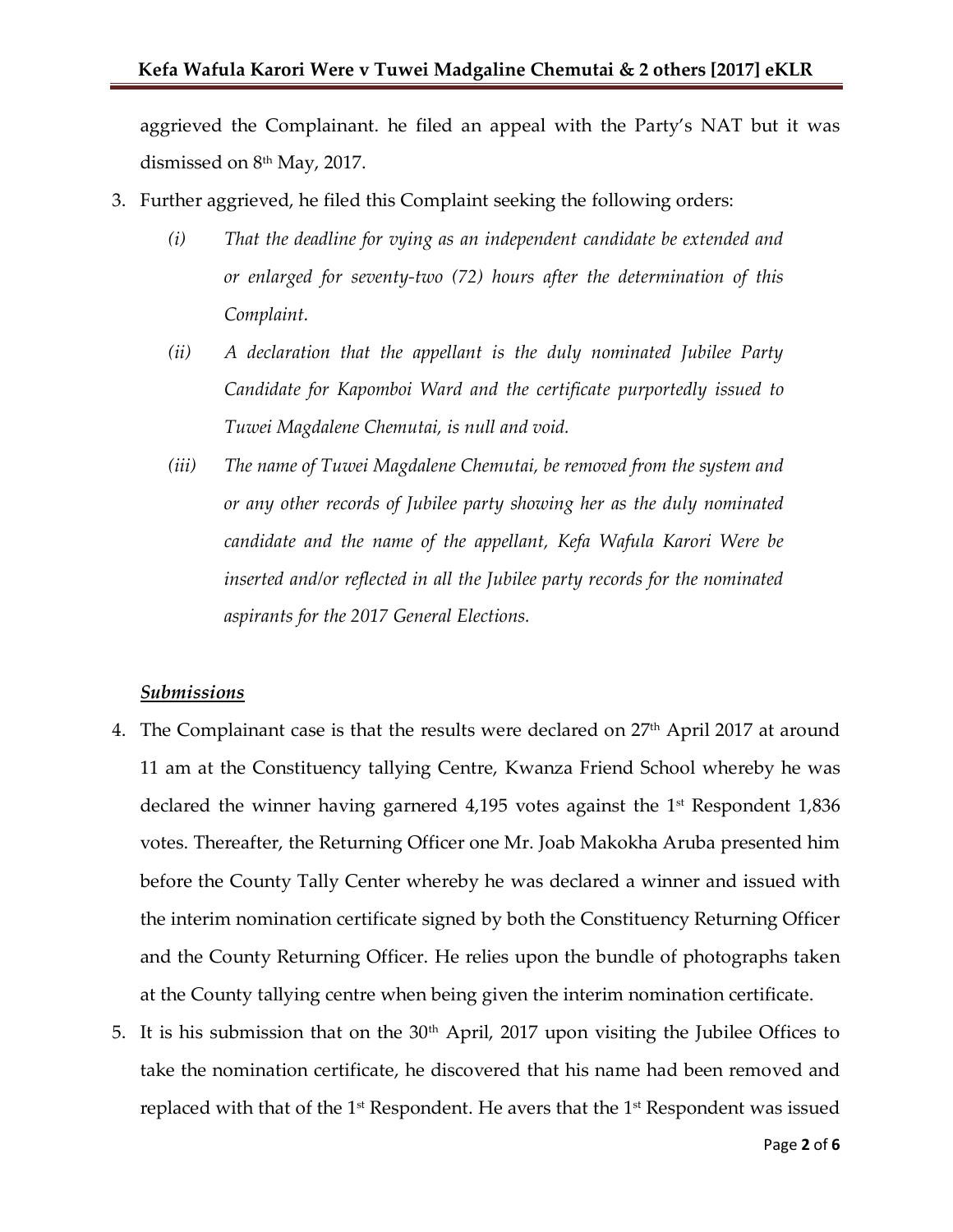aggrieved the Complainant. he filed an appeal with the Party's NAT but it was dismissed on 8th May, 2017.

3. Further aggrieved, he filed this Complaint seeking the following orders:
   - *(i) That the deadline for vying as an independent candidate be extended and or enlarged for seventy-two (72) hours after the determination of this Complaint.*
   - *(ii) A declaration that the appellant is the duly nominated Jubilee Party Candidate for Kapomboi Ward and the certificate purportedly issued to Tuwei Magdalene Chemutai, is null and void.*
   - *(iii) The name of Tuwei Magdalene Chemutai, be removed from the system and or any other records of Jubilee party showing her as the duly nominated candidate and the name of the appellant, Kefa Wafula Karori Were be inserted and/or reflected in all the Jubilee party records for the nominated aspirants for the 2017 General Elections.*

***Submissions***

4. The Complainant case is that the results were declared on 27th April 2017 at around 11 am at the Constituency tallying Centre, Kwanza Friend School whereby he was declared the winner having garnered 4,195 votes against the 1st Respondent 1,836 votes. Thereafter, the Returning Officer one Mr. Joab Makokha Aruba presented him before the County Tally Center whereby he was declared a winner and issued with the interim nomination certificate signed by both the Constituency Returning Officer and the County Returning Officer. He relies upon the bundle of photographs taken at the County tallying centre when being given the interim nomination certificate.

5. It is his submission that on the 30th April, 2017 upon visiting the Jubilee Offices to take the nomination certificate, he discovered that his name had been removed and replaced with that of the 1st Respondent. He avers that the 1st Respondent was issued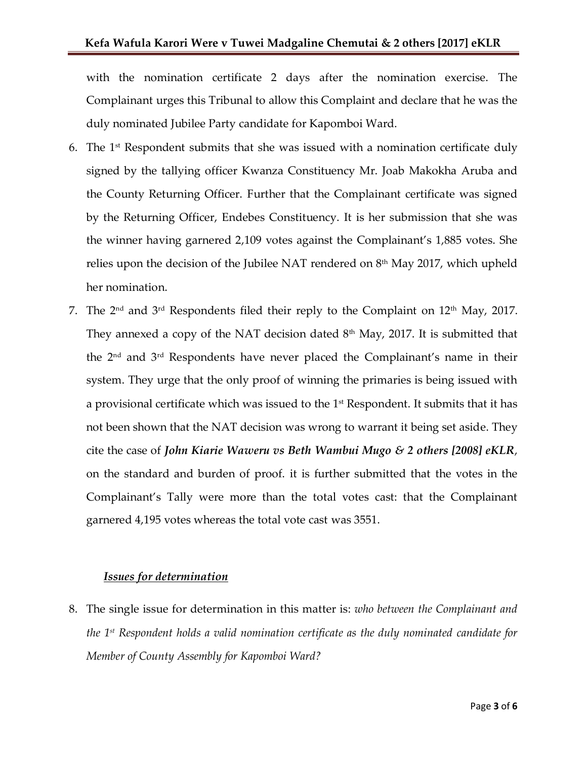with the nomination certificate 2 days after the nomination exercise. The Complainant urges this Tribunal to allow this Complaint and declare that he was the duly nominated Jubilee Party candidate for Kapomboi Ward.

6. The 1st Respondent submits that she was issued with a nomination certificate duly signed by the tallying officer Kwanza Constituency Mr. Joab Makokha Aruba and the County Returning Officer. Further that the Complainant certificate was signed by the Returning Officer, Endebes Constituency. It is her submission that she was the winner having garnered 2,109 votes against the Complainant's 1,885 votes. She relies upon the decision of the Jubilee NAT rendered on 8th May 2017, which upheld her nomination.

7. The 2nd and 3rd Respondents filed their reply to the Complaint on 12th May, 2017. They annexed a copy of the NAT decision dated 8th May, 2017. It is submitted that the 2nd and 3rd Respondents have never placed the Complainant's name in their system. They urge that the only proof of winning the primaries is being issued with a provisional certificate which was issued to the 1st Respondent. It submits that it has not been shown that the NAT decision was wrong to warrant it being set aside. They cite the case of ***John Kiarie Waweru vs Beth Wambui Mugo & 2 others [2008] eKLR***, on the standard and burden of proof. it is further submitted that the votes in the Complainant's Tally were more than the total votes cast: that the Complainant garnered 4,195 votes whereas the total vote cast was 3551.

***<u>Issues for determination</u>***

8. The single issue for determination in this matter is: *who between the Complainant and the 1st Respondent holds a valid nomination certificate as the duly nominated candidate for Member of County Assembly for Kapomboi Ward?*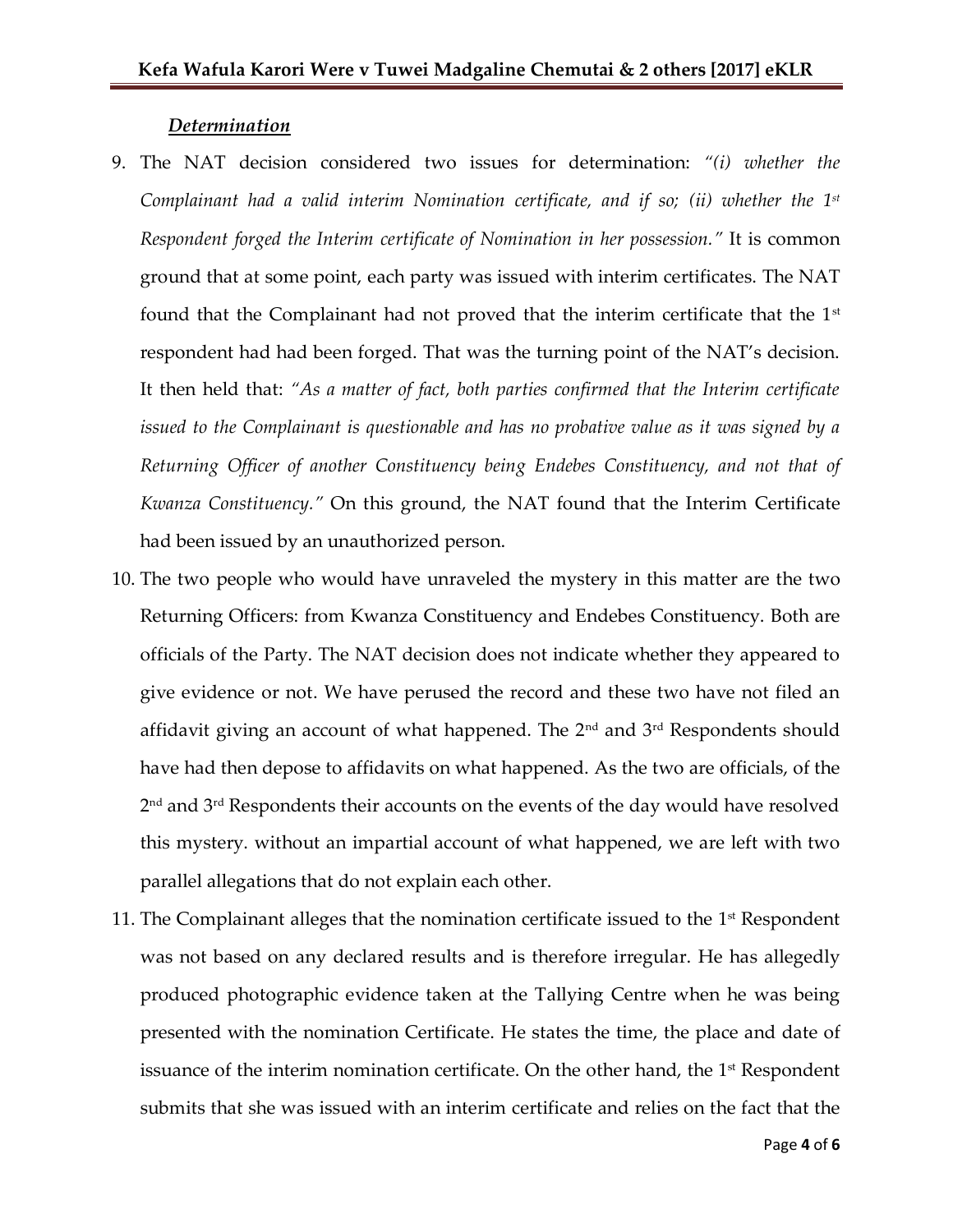***Determination***

9. The NAT decision considered two issues for determination: *"(i) whether the Complainant had a valid interim Nomination certificate, and if so; (ii) whether the 1st Respondent forged the Interim certificate of Nomination in her possession."* It is common ground that at some point, each party was issued with interim certificates. The NAT found that the Complainant had not proved that the interim certificate that the 1st respondent had had been forged. That was the turning point of the NAT's decision. It then held that: *"As a matter of fact, both parties confirmed that the Interim certificate issued to the Complainant is questionable and has no probative value as it was signed by a Returning Officer of another Constituency being Endebes Constituency, and not that of Kwanza Constituency."* On this ground, the NAT found that the Interim Certificate had been issued by an unauthorized person.

10. The two people who would have unraveled the mystery in this matter are the two Returning Officers: from Kwanza Constituency and Endebes Constituency. Both are officials of the Party. The NAT decision does not indicate whether they appeared to give evidence or not. We have perused the record and these two have not filed an affidavit giving an account of what happened. The 2nd and 3rd Respondents should have had then depose to affidavits on what happened. As the two are officials, of the 2nd and 3rd Respondents their accounts on the events of the day would have resolved this mystery. without an impartial account of what happened, we are left with two parallel allegations that do not explain each other.

11. The Complainant alleges that the nomination certificate issued to the 1st Respondent was not based on any declared results and is therefore irregular. He has allegedly produced photographic evidence taken at the Tallying Centre when he was being presented with the nomination Certificate. He states the time, the place and date of issuance of the interim nomination certificate. On the other hand, the 1st Respondent submits that she was issued with an interim certificate and relies on the fact that the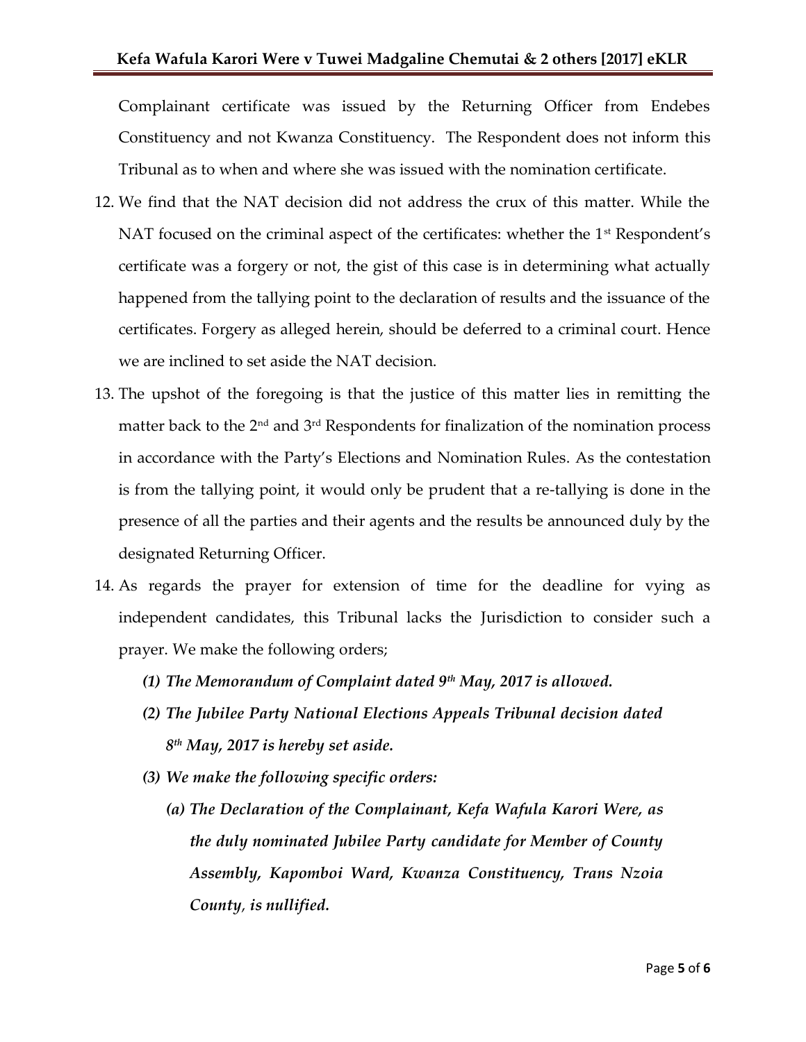Complainant certificate was issued by the Returning Officer from Endebes Constituency and not Kwanza Constituency. The Respondent does not inform this Tribunal as to when and where she was issued with the nomination certificate.

12. We find that the NAT decision did not address the crux of this matter. While the NAT focused on the criminal aspect of the certificates: whether the 1st Respondent's certificate was a forgery or not, the gist of this case is in determining what actually happened from the tallying point to the declaration of results and the issuance of the certificates. Forgery as alleged herein, should be deferred to a criminal court. Hence we are inclined to set aside the NAT decision.

13. The upshot of the foregoing is that the justice of this matter lies in remitting the matter back to the 2nd and 3rd Respondents for finalization of the nomination process in accordance with the Party's Elections and Nomination Rules. As the contestation is from the tallying point, it would only be prudent that a re-tallying is done in the presence of all the parties and their agents and the results be announced duly by the designated Returning Officer.

14. As regards the prayer for extension of time for the deadline for vying as independent candidates, this Tribunal lacks the Jurisdiction to consider such a prayer. We make the following orders;

    ***(1) The Memorandum of Complaint dated 9th May, 2017 is allowed.***

    ***(2) The Jubilee Party National Elections Appeals Tribunal decision dated 8th May, 2017 is hereby set aside.***

    ***(3) We make the following specific orders:***

    ***(a) The Declaration of the Complainant, Kefa Wafula Karori Were, as the duly nominated Jubilee Party candidate for Member of County Assembly, Kapomboi Ward, Kwanza Constituency, Trans Nzoia County, is nullified.***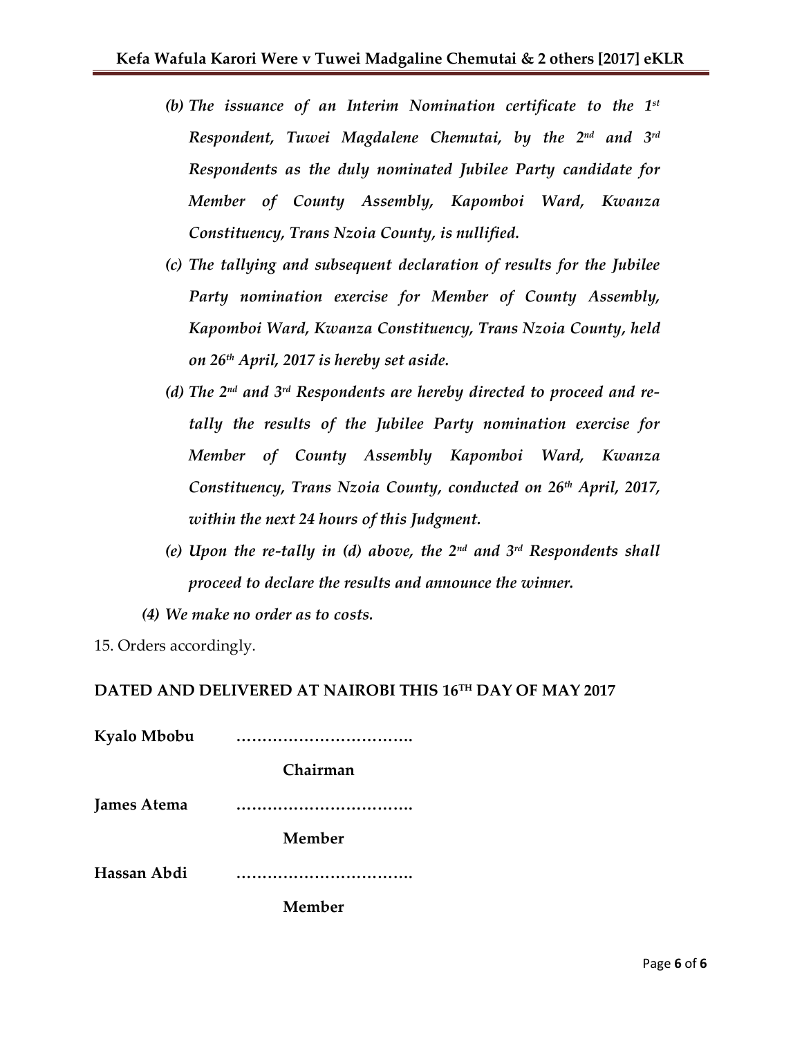*(b) The issuance of an Interim Nomination certificate to the 1st Respondent, Tuwei Magdalene Chemutai, by the 2nd and 3rd Respondents as the duly nominated Jubilee Party candidate for Member of County Assembly, Kapomboi Ward, Kwanza Constituency, Trans Nzoia County, is nullified.*

*(c) The tallying and subsequent declaration of results for the Jubilee Party nomination exercise for Member of County Assembly, Kapomboi Ward, Kwanza Constituency, Trans Nzoia County, held on 26th April, 2017 is hereby set aside.*

*(d) The 2nd and 3rd Respondents are hereby directed to proceed and re-tally the results of the Jubilee Party nomination exercise for Member of County Assembly Kapomboi Ward, Kwanza Constituency, Trans Nzoia County, conducted on 26th April, 2017, within the next 24 hours of this Judgment.*

*(e) Upon the re-tally in (d) above, the 2nd and 3rd Respondents shall proceed to declare the results and announce the winner.*

*(4) We make no order as to costs.*

15. Orders accordingly.

**DATED AND DELIVERED AT NAIROBI THIS 16TH DAY OF MAY 2017**

**Kyalo Mbobu** …………………………….

**Chairman**

**James Atema** …………………………….

**Member**

**Hassan Abdi** …………………………….

**Member**